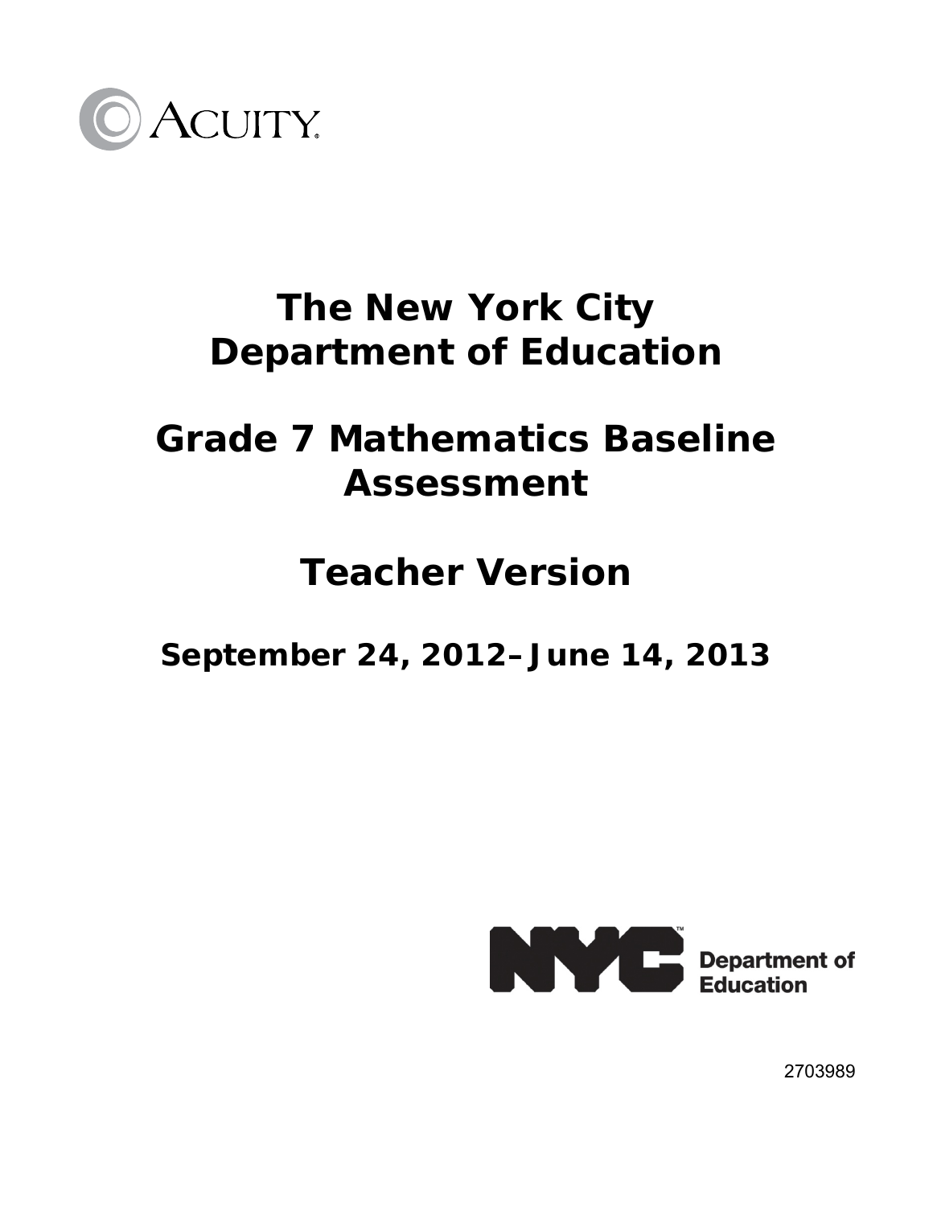ACUITY

# The New York City Department of Education

# Grade 7 Mathematics Baseline Assessment

# Teacher Version

## September 24, 2012–June 14, 2013

NYC Department of Education

2703989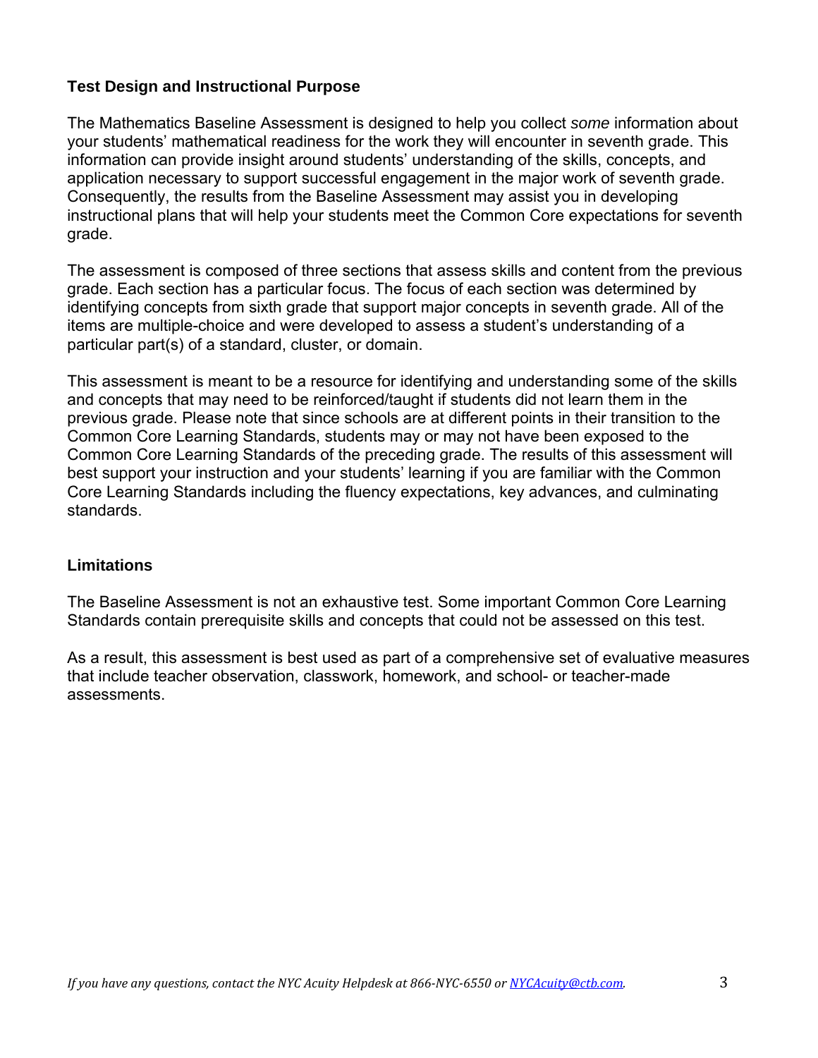## Test Design and Instructional Purpose

The Mathematics Baseline Assessment is designed to help you collect *some* information about your students' mathematical readiness for the work they will encounter in seventh grade. This information can provide insight around students' understanding of the skills, concepts, and application necessary to support successful engagement in the major work of seventh grade. Consequently, the results from the Baseline Assessment may assist you in developing instructional plans that will help your students meet the Common Core expectations for seventh grade.

The assessment is composed of three sections that assess skills and content from the previous grade. Each section has a particular focus. The focus of each section was determined by identifying concepts from sixth grade that support major concepts in seventh grade. All of the items are multiple-choice and were developed to assess a student's understanding of a particular part(s) of a standard, cluster, or domain.

This assessment is meant to be a resource for identifying and understanding some of the skills and concepts that may need to be reinforced/taught if students did not learn them in the previous grade. Please note that since schools are at different points in their transition to the Common Core Learning Standards, students may or may not have been exposed to the Common Core Learning Standards of the preceding grade. The results of this assessment will best support your instruction and your students' learning if you are familiar with the Common Core Learning Standards including the fluency expectations, key advances, and culminating standards.

## Limitations

The Baseline Assessment is not an exhaustive test. Some important Common Core Learning Standards contain prerequisite skills and concepts that could not be assessed on this test.

As a result, this assessment is best used as part of a comprehensive set of evaluative measures that include teacher observation, classwork, homework, and school- or teacher-made assessments.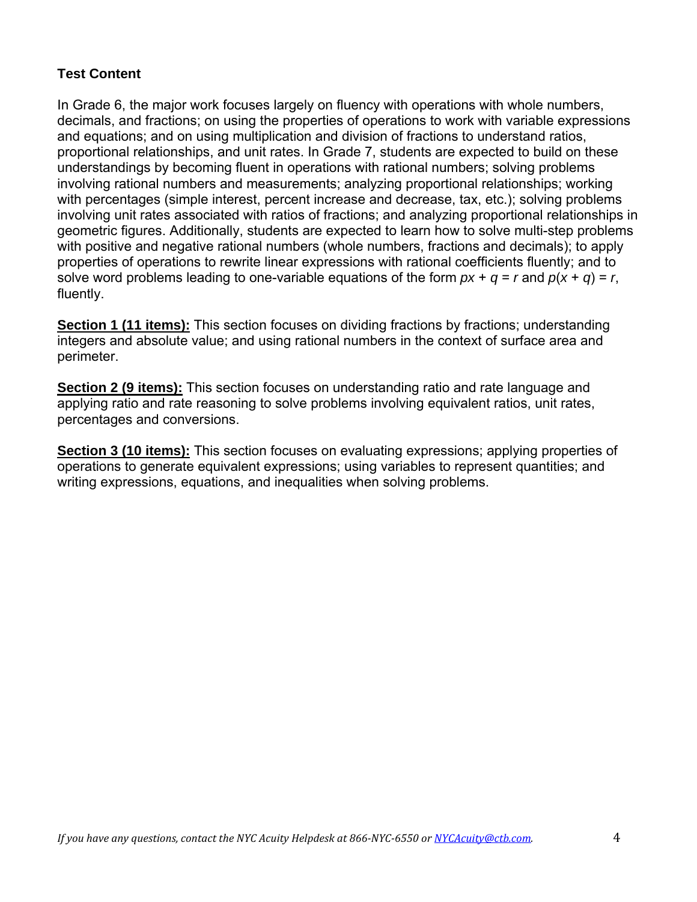**Test Content**

In Grade 6, the major work focuses largely on fluency with operations with whole numbers, decimals, and fractions; on using the properties of operations to work with variable expressions and equations; and on using multiplication and division of fractions to understand ratios, proportional relationships, and unit rates. In Grade 7, students are expected to build on these understandings by becoming fluent in operations with rational numbers; solving problems involving rational numbers and measurements; analyzing proportional relationships; working with percentages (simple interest, percent increase and decrease, tax, etc.); solving problems involving unit rates associated with ratios of fractions; and analyzing proportional relationships in geometric figures. Additionally, students are expected to learn how to solve multi-step problems with positive and negative rational numbers (whole numbers, fractions and decimals); to apply properties of operations to rewrite linear expressions with rational coefficients fluently; and to solve word problems leading to one-variable equations of the form $px + q = r$ and $p(x + q) = r$, fluently.

**Section 1 (11 items):** This section focuses on dividing fractions by fractions; understanding integers and absolute value; and using rational numbers in the context of surface area and perimeter.

**Section 2 (9 items):** This section focuses on understanding ratio and rate language and applying ratio and rate reasoning to solve problems involving equivalent ratios, unit rates, percentages and conversions.

**Section 3 (10 items):** This section focuses on evaluating expressions; applying properties of operations to generate equivalent expressions; using variables to represent quantities; and writing expressions, equations, and inequalities when solving problems.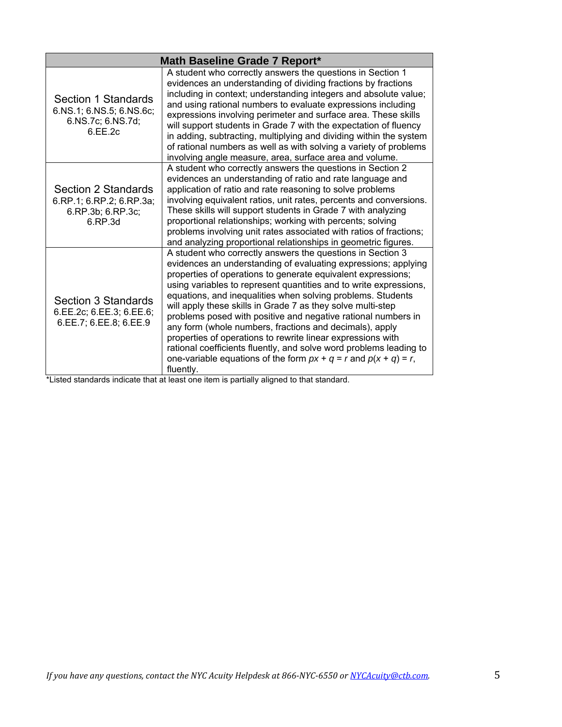| Math Baseline Grade 7 Report* | |
|---|---|
| Section 1 Standards<br>6.NS.1; 6.NS.5; 6.NS.6c; 6.NS.7c; 6.NS.7d; 6.EE.2c | A student who correctly answers the questions in Section 1 evidences an understanding of dividing fractions by fractions including in context; understanding integers and absolute value; and using rational numbers to evaluate expressions including expressions involving perimeter and surface area. These skills will support students in Grade 7 with the expectation of fluency in adding, subtracting, multiplying and dividing within the system of rational numbers as well as with solving a variety of problems involving angle measure, area, surface area and volume. |
| Section 2 Standards<br>6.RP.1; 6.RP.2; 6.RP.3a; 6.RP.3b; 6.RP.3c; 6.RP.3d | A student who correctly answers the questions in Section 2 evidences an understanding of ratio and rate language and application of ratio and rate reasoning to solve problems involving equivalent ratios, unit rates, percents and conversions. These skills will support students in Grade 7 with analyzing proportional relationships; working with percents; solving problems involving unit rates associated with ratios of fractions; and analyzing proportional relationships in geometric figures. |
| Section 3 Standards<br>6.EE.2c; 6.EE.3; 6.EE.6; 6.EE.7; 6.EE.8; 6.EE.9 | A student who correctly answers the questions in Section 3 evidences an understanding of evaluating expressions; applying properties of operations to generate equivalent expressions; using variables to represent quantities and to write expressions, equations, and inequalities when solving problems. Students will apply these skills in Grade 7 as they solve multi-step problems posed with positive and negative rational numbers in any form (whole numbers, fractions and decimals), apply properties of operations to rewrite linear expressions with rational coefficients fluently, and solve word problems leading to one-variable equations of the form $px + q = r$ and $p(x + q) = r$, fluently. |

*Listed standards indicate that at least one item is partially aligned to that standard.

*If you have any questions, contact the NYC Acuity Helpdesk at 866-NYC-6550 or [NYCAcuity@ctb.com](mailto:NYCAcuity@ctb.com).*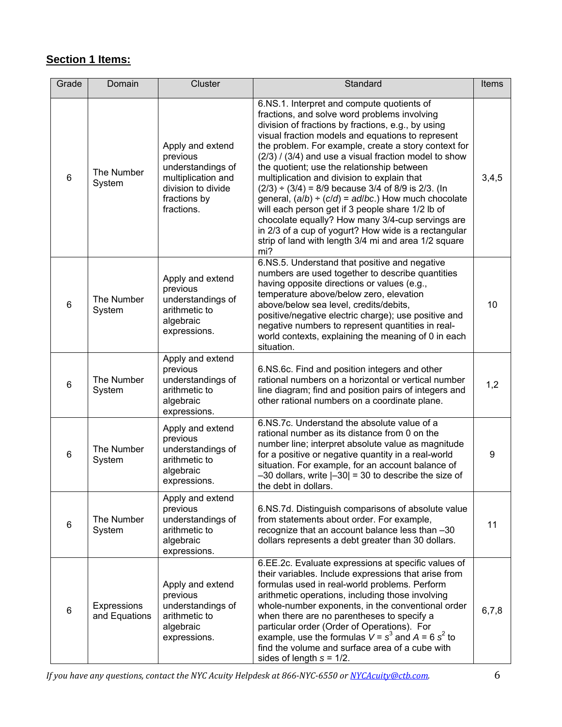## **Section 1 Items:**

| Grade | Domain | Cluster | Standard | Items |
|---|---|---|---|---|
| 6 | The Number System | Apply and extend previous understandings of multiplication and division to divide fractions by fractions. | 6.NS.1. Interpret and compute quotients of fractions, and solve word problems involving division of fractions by fractions, e.g., by using visual fraction models and equations to represent the problem. For example, create a story context for (2/3) / (3/4) and use a visual fraction model to show the quotient; use the relationship between multiplication and division to explain that (2/3) ÷ (3/4) = 8/9 because 3/4 of 8/9 is 2/3. (In general, $(a/b) \div (c/d) = ad/bc$.) How much chocolate will each person get if 3 people share 1/2 lb of chocolate equally? How many 3/4-cup servings are in 2/3 of a cup of yogurt? How wide is a rectangular strip of land with length 3/4 mi and area 1/2 square mi? | 3,4,5 |
| 6 | The Number System | Apply and extend previous understandings of arithmetic to algebraic expressions. | 6.NS.5. Understand that positive and negative numbers are used together to describe quantities having opposite directions or values (e.g., temperature above/below zero, elevation above/below sea level, credits/debits, positive/negative electric charge); use positive and negative numbers to represent quantities in real-world contexts, explaining the meaning of 0 in each situation. | 10 |
| 6 | The Number System | Apply and extend previous understandings of arithmetic to algebraic expressions. | 6.NS.6c. Find and position integers and other rational numbers on a horizontal or vertical number line diagram; find and position pairs of integers and other rational numbers on a coordinate plane. | 1,2 |
| 6 | The Number System | Apply and extend previous understandings of arithmetic to algebraic expressions. | 6.NS.7c. Understand the absolute value of a rational number as its distance from 0 on the number line; interpret absolute value as magnitude for a positive or negative quantity in a real-world situation. For example, for an account balance of –30 dollars, write \|–30\| = 30 to describe the size of the debt in dollars. | 9 |
| 6 | The Number System | Apply and extend previous understandings of arithmetic to algebraic expressions. | 6.NS.7d. Distinguish comparisons of absolute value from statements about order. For example, recognize that an account balance less than –30 dollars represents a debt greater than 30 dollars. | 11 |
| 6 | Expressions and Equations | Apply and extend previous understandings of arithmetic to algebraic expressions. | 6.EE.2c. Evaluate expressions at specific values of their variables. Include expressions that arise from formulas used in real-world problems. Perform arithmetic operations, including those involving whole-number exponents, in the conventional order when there are no parentheses to specify a particular order (Order of Operations). For example, use the formulas $V = s^3$ and $A = 6s^2$ to find the volume and surface area of a cube with sides of length $s = 1/2$. | 6,7,8 |

*If you have any questions, contact the NYC Acuity Helpdesk at 866-NYC-6550 or [NYCAcuity@ctb.com](mailto:NYCAcuity@ctb.com).*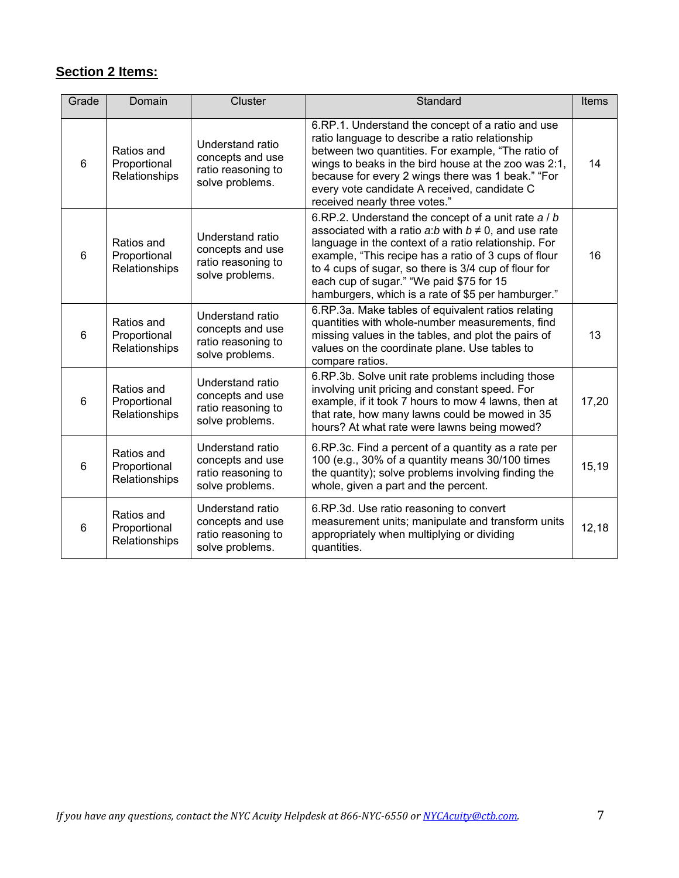**Section 2 Items:**

| Grade | Domain | Cluster | Standard | Items |
|---|---|---|---|---|
| 6 | Ratios and Proportional Relationships | Understand ratio concepts and use ratio reasoning to solve problems. | 6.RP.1. Understand the concept of a ratio and use ratio language to describe a ratio relationship between two quantities. For example, "The ratio of wings to beaks in the bird house at the zoo was 2:1, because for every 2 wings there was 1 beak." "For every vote candidate A received, candidate C received nearly three votes." | 14 |
| 6 | Ratios and Proportional Relationships | Understand ratio concepts and use ratio reasoning to solve problems. | 6.RP.2. Understand the concept of a unit rate $a / b$ associated with a ratio $a$:$b$ with $b \neq 0$, and use rate language in the context of a ratio relationship. For example, "This recipe has a ratio of 3 cups of flour to 4 cups of sugar, so there is 3/4 cup of flour for each cup of sugar." "We paid $75 for 15 hamburgers, which is a rate of $5 per hamburger." | 16 |
| 6 | Ratios and Proportional Relationships | Understand ratio concepts and use ratio reasoning to solve problems. | 6.RP.3a. Make tables of equivalent ratios relating quantities with whole-number measurements, find missing values in the tables, and plot the pairs of values on the coordinate plane. Use tables to compare ratios. | 13 |
| 6 | Ratios and Proportional Relationships | Understand ratio concepts and use ratio reasoning to solve problems. | 6.RP.3b. Solve unit rate problems including those involving unit pricing and constant speed. For example, if it took 7 hours to mow 4 lawns, then at that rate, how many lawns could be mowed in 35 hours? At what rate were lawns being mowed? | 17,20 |
| 6 | Ratios and Proportional Relationships | Understand ratio concepts and use ratio reasoning to solve problems. | 6.RP.3c. Find a percent of a quantity as a rate per 100 (e.g., 30% of a quantity means 30/100 times the quantity); solve problems involving finding the whole, given a part and the percent. | 15,19 |
| 6 | Ratios and Proportional Relationships | Understand ratio concepts and use ratio reasoning to solve problems. | 6.RP.3d. Use ratio reasoning to convert measurement units; manipulate and transform units appropriately when multiplying or dividing quantities. | 12,18 |

*If you have any questions, contact the NYC Acuity Helpdesk at 866-NYC-6550 or NYCAcuity@ctb.com.*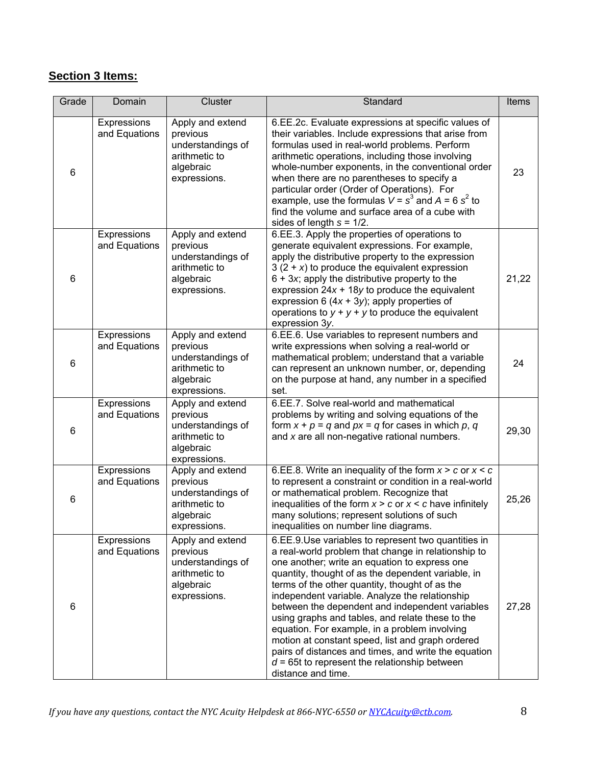**Section 3 Items:**

| Grade | Domain | Cluster | Standard | Items |
|---|---|---|---|---|
| 6 | Expressions and Equations | Apply and extend previous understandings of arithmetic to algebraic expressions. | 6.EE.2c. Evaluate expressions at specific values of their variables. Include expressions that arise from formulas used in real-world problems. Perform arithmetic operations, including those involving whole-number exponents, in the conventional order when there are no parentheses to specify a particular order (Order of Operations). For example, use the formulas $V = s^3$ and $A = 6\ s^2$ to find the volume and surface area of a cube with sides of length $s = 1/2$. | 23 |
| 6 | Expressions and Equations | Apply and extend previous understandings of arithmetic to algebraic expressions. | 6.EE.3. Apply the properties of operations to generate equivalent expressions. For example, apply the distributive property to the expression $3\ (2 + x)$ to produce the equivalent expression $6 + 3x$; apply the distributive property to the expression $24x + 18y$ to produce the equivalent expression $6\ (4x + 3y)$; apply properties of operations to $y + y + y$ to produce the equivalent expression $3y$. | 21,22 |
| 6 | Expressions and Equations | Apply and extend previous understandings of arithmetic to algebraic expressions. | 6.EE.6. Use variables to represent numbers and write expressions when solving a real-world or mathematical problem; understand that a variable can represent an unknown number, or, depending on the purpose at hand, any number in a specified set. | 24 |
| 6 | Expressions and Equations | Apply and extend previous understandings of arithmetic to algebraic expressions. | 6.EE.7. Solve real-world and mathematical problems by writing and solving equations of the form $x + p = q$ and $px = q$ for cases in which $p$, $q$ and $x$ are all non-negative rational numbers. | 29,30 |
| 6 | Expressions and Equations | Apply and extend previous understandings of arithmetic to algebraic expressions. | 6.EE.8. Write an inequality of the form $x > c$ or $x < c$ to represent a constraint or condition in a real-world or mathematical problem. Recognize that inequalities of the form $x > c$ or $x < c$ have infinitely many solutions; represent solutions of such inequalities on number line diagrams. | 25,26 |
| 6 | Expressions and Equations | Apply and extend previous understandings of arithmetic to algebraic expressions. | 6.EE.9.Use variables to represent two quantities in a real-world problem that change in relationship to one another; write an equation to express one quantity, thought of as the dependent variable, in terms of the other quantity, thought of as the independent variable. Analyze the relationship between the dependent and independent variables using graphs and tables, and relate these to the equation. For example, in a problem involving motion at constant speed, list and graph ordered pairs of distances and times, and write the equation $d = 65t$ to represent the relationship between distance and time. | 27,28 |

*If you have any questions, contact the NYC Acuity Helpdesk at 866-NYC-6550 or [NYCAcuity@ctb.com](mailto:NYCAcuity@ctb.com).*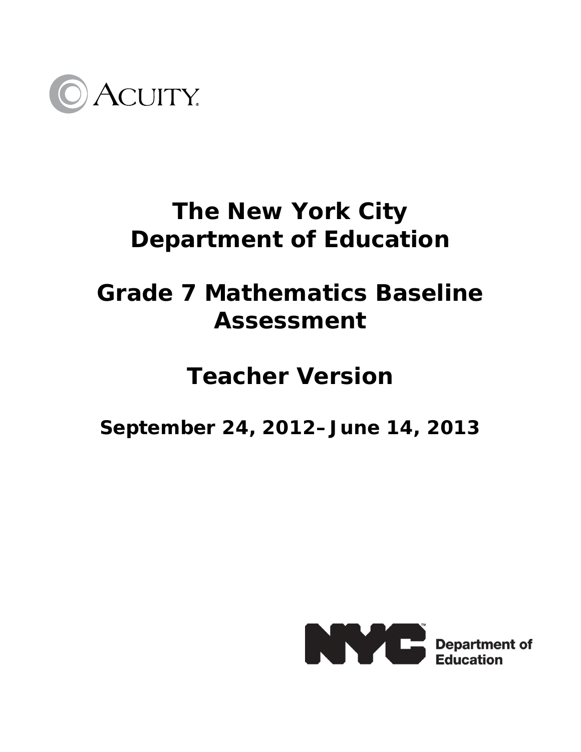ACUITY

# The New York City Department of Education

# Grade 7 Mathematics Baseline Assessment

# Teacher Version

## September 24, 2012–June 14, 2013

NYC Department of Education